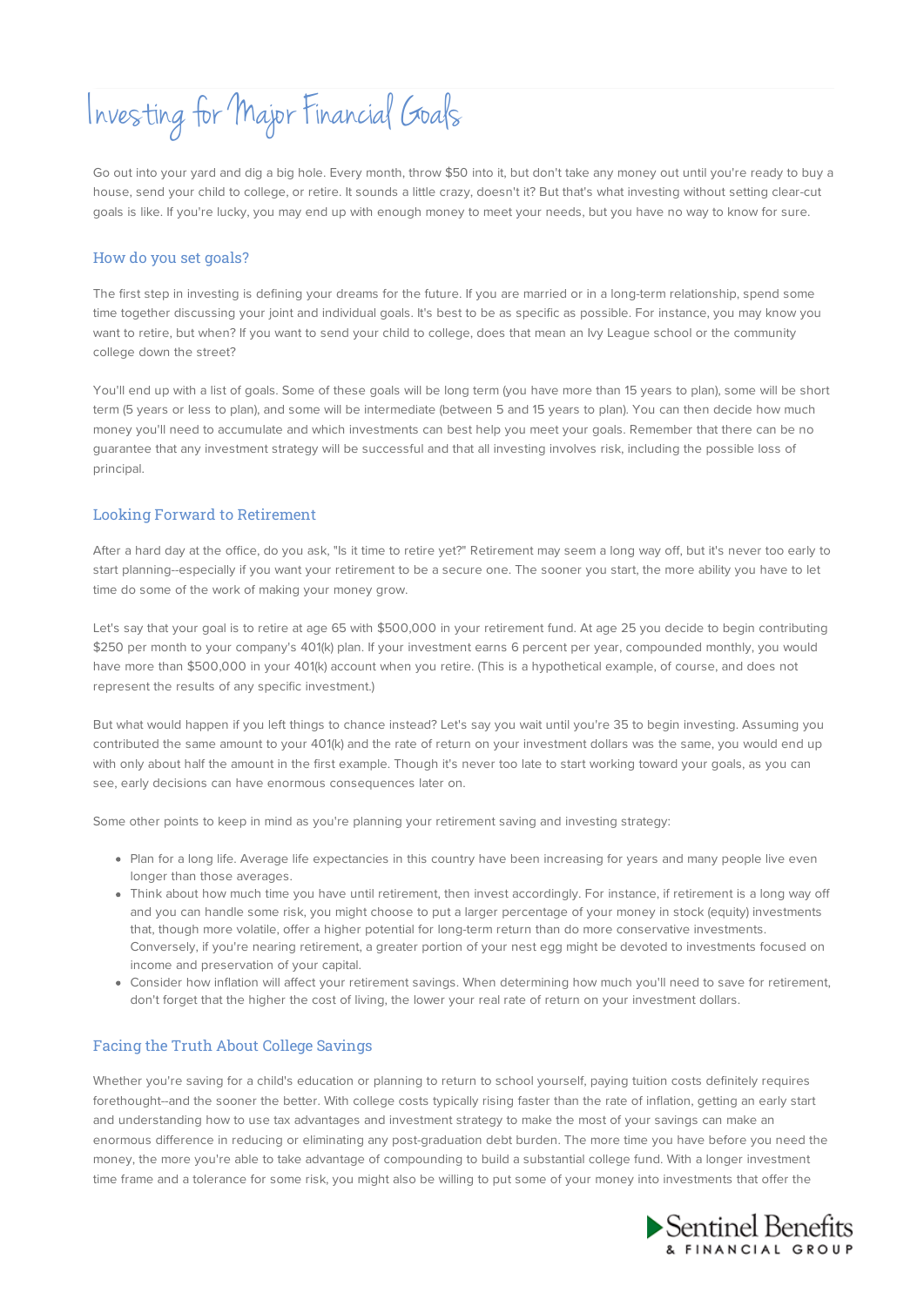# Investing for Major Financial Goals

Go out into your yard and dig a big hole. Every month, throw $50 into it, but don't take any money out until you're ready to buy a house, send your child to college, or retire. It sounds a little crazy, doesn't it? But that's what investing without setting clear-cut goals is like. If you're lucky, you may end up with enough money to meet your needs, but you have no way to know for sure.

## How do you set goals?

The first step in investing is defining your dreams for the future. If you are married or in a long-term relationship, spend some time together discussing your joint and individual goals. It's best to be as specific as possible. For instance, you may know you want to retire, but when? If you want to send your child to college, does that mean an Ivy League school or the community college down the street?

You'll end up with a list of goals. Some of these goals will be long term (you have more than 15 years to plan), some will be short term (5 years or less to plan), and some will be intermediate (between 5 and 15 years to plan). You can then decide how much money you'll need to accumulate and which investments can best help you meet your goals. Remember that there can be no guarantee that any investment strategy will be successful and that all investing involves risk, including the possible loss of principal.

## Looking Forward to Retirement

After a hard day at the office, do you ask, "Is it time to retire yet?" Retirement may seem a long way off, but it's never too early to start planning--especially if you want your retirement to be a secure one. The sooner you start, the more ability you have to let time do some of the work of making your money grow.

Let's say that your goal is to retire at age 65 with $500,000 in your retirement fund. At age 25 you decide to begin contributing $250 per month to your company's 401(k) plan. If your investment earns 6 percent per year, compounded monthly, you would have more than $500,000 in your 401(k) account when you retire. (This is a hypothetical example, of course, and does not represent the results of any specific investment.)

But what would happen if you left things to chance instead? Let's say you wait until you're 35 to begin investing. Assuming you contributed the same amount to your 401(k) and the rate of return on your investment dollars was the same, you would end up with only about half the amount in the first example. Though it's never too late to start working toward your goals, as you can see, early decisions can have enormous consequences later on.

Some other points to keep in mind as you're planning your retirement saving and investing strategy:

- Plan for a long life. Average life expectancies in this country have been increasing for years and many people live even longer than those averages.
- Think about how much time you have until retirement, then invest accordingly. For instance, if retirement is a long way off and you can handle some risk, you might choose to put a larger percentage of your money in stock (equity) investments that, though more volatile, offer a higher potential for long-term return than do more conservative investments. Conversely, if you're nearing retirement, a greater portion of your nest egg might be devoted to investments focused on income and preservation of your capital.
- Consider how inflation will affect your retirement savings. When determining how much you'll need to save for retirement, don't forget that the higher the cost of living, the lower your real rate of return on your investment dollars.

## Facing the Truth About College Savings

Whether you're saving for a child's education or planning to return to school yourself, paying tuition costs definitely requires forethought--and the sooner the better. With college costs typically rising faster than the rate of inflation, getting an early start and understanding how to use tax advantages and investment strategy to make the most of your savings can make an enormous difference in reducing or eliminating any post-graduation debt burden. The more time you have before you need the money, the more you're able to take advantage of compounding to build a substantial college fund. With a longer investment time frame and a tolerance for some risk, you might also be willing to put some of your money into investments that offer the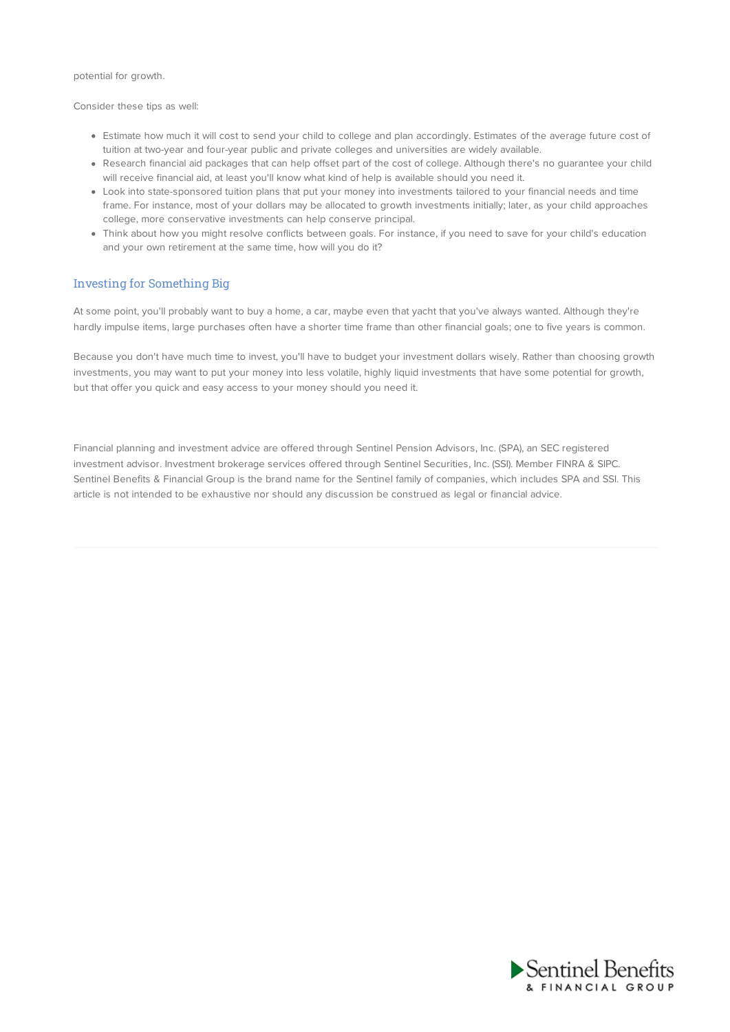potential for growth.

Consider these tips as well:

- Estimate how much it will cost to send your child to college and plan accordingly. Estimates of the average future cost of tuition at two-year and four-year public and private colleges and universities are widely available.
- Research financial aid packages that can help offset part of the cost of college. Although there's no guarantee your child will receive financial aid, at least you'll know what kind of help is available should you need it.
- Look into state-sponsored tuition plans that put your money into investments tailored to your financial needs and time frame. For instance, most of your dollars may be allocated to growth investments initially; later, as your child approaches college, more conservative investments can help conserve principal.
- Think about how you might resolve conflicts between goals. For instance, if you need to save for your child's education and your own retirement at the same time, how will you do it?

## Investing for Something Big

At some point, you'll probably want to buy a home, a car, maybe even that yacht that you've always wanted. Although they're hardly impulse items, large purchases often have a shorter time frame than other financial goals; one to five years is common.

Because you don't have much time to invest, you'll have to budget your investment dollars wisely. Rather than choosing growth investments, you may want to put your money into less volatile, highly liquid investments that have some potential for growth, but that offer you quick and easy access to your money should you need it.

Financial planning and investment advice are offered through Sentinel Pension Advisors, Inc. (SPA), an SEC registered investment advisor. Investment brokerage services offered through Sentinel Securities, Inc. (SSI). Member FINRA & SIPC. Sentinel Benefits & Financial Group is the brand name for the Sentinel family of companies, which includes SPA and SSI. This article is not intended to be exhaustive nor should any discussion be construed as legal or financial advice.

Sentinel Benefits & FINANCIAL GROUP